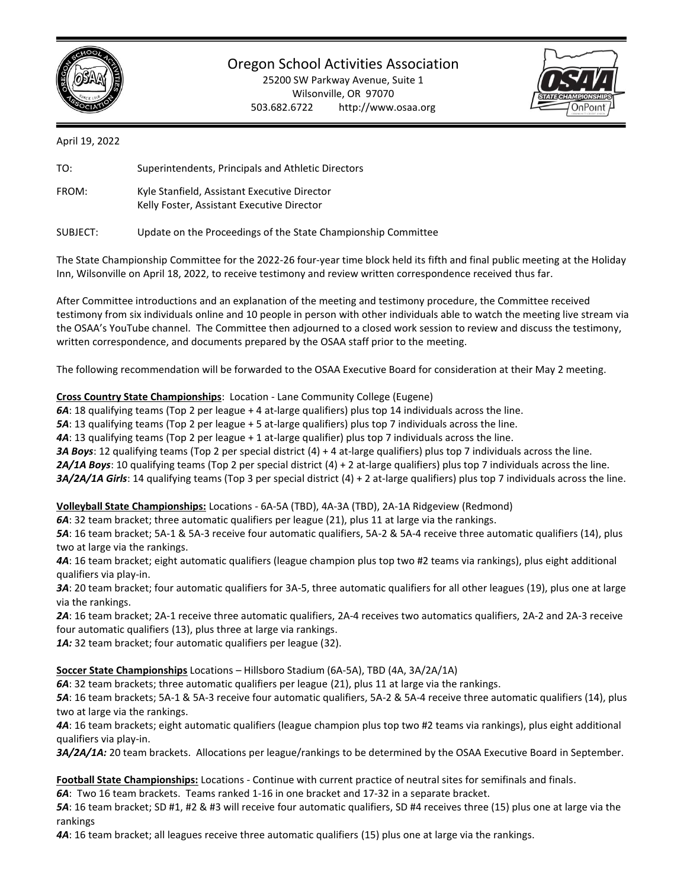# Oregon School Activities Association

25200 SW Parkway Avenue, Suite 1
Wilsonville, OR 97070
503.682.6722 http://www.osaa.org

April 19, 2022

TO: Superintendents, Principals and Athletic Directors

FROM: Kyle Stanfield, Assistant Executive Director
Kelly Foster, Assistant Executive Director

SUBJECT: Update on the Proceedings of the State Championship Committee

The State Championship Committee for the 2022-26 four-year time block held its fifth and final public meeting at the Holiday Inn, Wilsonville on April 18, 2022, to receive testimony and review written correspondence received thus far.

After Committee introductions and an explanation of the meeting and testimony procedure, the Committee received testimony from six individuals online and 10 people in person with other individuals able to watch the meeting live stream via the OSAA's YouTube channel. The Committee then adjourned to a closed work session to review and discuss the testimony, written correspondence, and documents prepared by the OSAA staff prior to the meeting.

The following recommendation will be forwarded to the OSAA Executive Board for consideration at their May 2 meeting.

**Cross Country State Championships**: Location - Lane Community College (Eugene)
***6A***: 18 qualifying teams (Top 2 per league + 4 at-large qualifiers) plus top 14 individuals across the line.
***5A***: 13 qualifying teams (Top 2 per league + 5 at-large qualifiers) plus top 7 individuals across the line.
***4A***: 13 qualifying teams (Top 2 per league + 1 at-large qualifier) plus top 7 individuals across the line.
***3A Boys***: 12 qualifying teams (Top 2 per special district (4) + 4 at-large qualifiers) plus top 7 individuals across the line.
***2A/1A Boys***: 10 qualifying teams (Top 2 per special district (4) + 2 at-large qualifiers) plus top 7 individuals across the line.
***3A/2A/1A Girls***: 14 qualifying teams (Top 3 per special district (4) + 2 at-large qualifiers) plus top 7 individuals across the line.

**Volleyball State Championships:** Locations - 6A-5A (TBD), 4A-3A (TBD), 2A-1A Ridgeview (Redmond)
***6A***: 32 team bracket; three automatic qualifiers per league (21), plus 11 at large via the rankings.
***5A***: 16 team bracket; 5A-1 & 5A-3 receive four automatic qualifiers, 5A-2 & 5A-4 receive three automatic qualifiers (14), plus two at large via the rankings.
***4A***: 16 team bracket; eight automatic qualifiers (league champion plus top two #2 teams via rankings), plus eight additional qualifiers via play-in.
***3A***: 20 team bracket; four automatic qualifiers for 3A-5, three automatic qualifiers for all other leagues (19), plus one at large via the rankings.
***2A***: 16 team bracket; 2A-1 receive three automatic qualifiers, 2A-4 receives two automatics qualifiers, 2A-2 and 2A-3 receive four automatic qualifiers (13), plus three at large via rankings.
***1A:*** 32 team bracket; four automatic qualifiers per league (32).

**Soccer State Championships** Locations – Hillsboro Stadium (6A-5A), TBD (4A, 3A/2A/1A)
***6A***: 32 team brackets; three automatic qualifiers per league (21), plus 11 at large via the rankings.
***5A***: 16 team brackets; 5A-1 & 5A-3 receive four automatic qualifiers, 5A-2 & 5A-4 receive three automatic qualifiers (14), plus two at large via the rankings.
***4A***: 16 team brackets; eight automatic qualifiers (league champion plus top two #2 teams via rankings), plus eight additional qualifiers via play-in.
***3A/2A/1A:*** 20 team brackets. Allocations per league/rankings to be determined by the OSAA Executive Board in September.

**Football State Championships:** Locations - Continue with current practice of neutral sites for semifinals and finals.
***6A***: Two 16 team brackets. Teams ranked 1-16 in one bracket and 17-32 in a separate bracket.
***5A***: 16 team bracket; SD #1, #2 & #3 will receive four automatic qualifiers, SD #4 receives three (15) plus one at large via the rankings
***4A***: 16 team bracket; all leagues receive three automatic qualifiers (15) plus one at large via the rankings.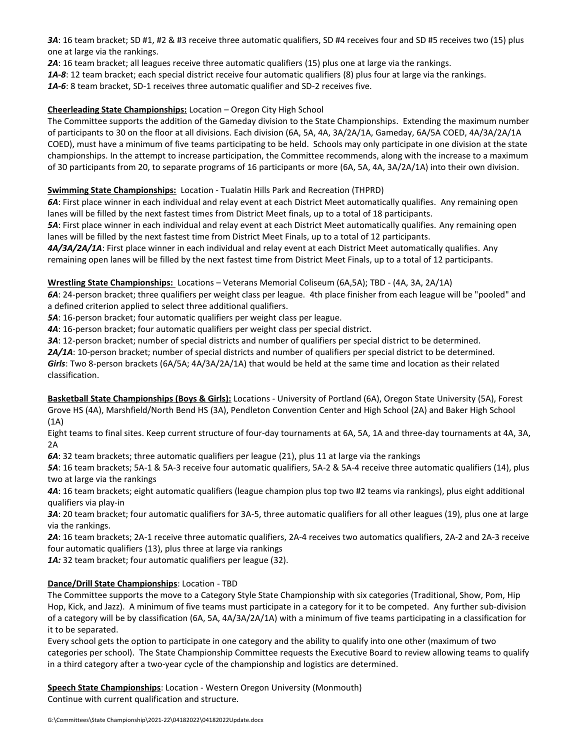***3A***: 16 team bracket; SD #1, #2 & #3 receive three automatic qualifiers, SD #4 receives four and SD #5 receives two (15) plus one at large via the rankings.

***2A***: 16 team bracket; all leagues receive three automatic qualifiers (15) plus one at large via the rankings.

***1A-8***: 12 team bracket; each special district receive four automatic qualifiers (8) plus four at large via the rankings.

***1A-6***: 8 team bracket, SD-1 receives three automatic qualifier and SD-2 receives five.

**Cheerleading State Championships:** Location – Oregon City High School

The Committee supports the addition of the Gameday division to the State Championships. Extending the maximum number of participants to 30 on the floor at all divisions. Each division (6A, 5A, 4A, 3A/2A/1A, Gameday, 6A/5A COED, 4A/3A/2A/1A COED), must have a minimum of five teams participating to be held. Schools may only participate in one division at the state championships. In the attempt to increase participation, the Committee recommends, along with the increase to a maximum of 30 participants from 20, to separate programs of 16 participants or more (6A, 5A, 4A, 3A/2A/1A) into their own division.

**Swimming State Championships:** Location - Tualatin Hills Park and Recreation (THPRD)

***6A***: First place winner in each individual and relay event at each District Meet automatically qualifies. Any remaining open lanes will be filled by the next fastest times from District Meet finals, up to a total of 18 participants.

***5A***: First place winner in each individual and relay event at each District Meet automatically qualifies. Any remaining open lanes will be filled by the next fastest time from District Meet Finals, up to a total of 12 participants.

***4A/3A/2A/1A***: First place winner in each individual and relay event at each District Meet automatically qualifies. Any remaining open lanes will be filled by the next fastest time from District Meet Finals, up to a total of 12 participants.

**Wrestling State Championships:** Locations – Veterans Memorial Coliseum (6A,5A); TBD - (4A, 3A, 2A/1A)

***6A***: 24-person bracket; three qualifiers per weight class per league. 4th place finisher from each league will be "pooled" and a defined criterion applied to select three additional qualifiers.

***5A***: 16-person bracket; four automatic qualifiers per weight class per league.

***4A***: 16-person bracket; four automatic qualifiers per weight class per special district.

***3A***: 12-person bracket; number of special districts and number of qualifiers per special district to be determined.

***2A/1A***: 10-person bracket; number of special districts and number of qualifiers per special district to be determined.

***Girls***: Two 8-person brackets (6A/5A; 4A/3A/2A/1A) that would be held at the same time and location as their related classification.

**Basketball State Championships (Boys & Girls):** Locations - University of Portland (6A), Oregon State University (5A), Forest Grove HS (4A), Marshfield/North Bend HS (3A), Pendleton Convention Center and High School (2A) and Baker High School (1A)

Eight teams to final sites. Keep current structure of four-day tournaments at 6A, 5A, 1A and three-day tournaments at 4A, 3A, 2A

***6A***: 32 team brackets; three automatic qualifiers per league (21), plus 11 at large via the rankings

***5A***: 16 team brackets; 5A-1 & 5A-3 receive four automatic qualifiers, 5A-2 & 5A-4 receive three automatic qualifiers (14), plus two at large via the rankings

***4A***: 16 team brackets; eight automatic qualifiers (league champion plus top two #2 teams via rankings), plus eight additional qualifiers via play-in

***3A***: 20 team bracket; four automatic qualifiers for 3A-5, three automatic qualifiers for all other leagues (19), plus one at large via the rankings.

***2A***: 16 team brackets; 2A-1 receive three automatic qualifiers, 2A-4 receives two automatics qualifiers, 2A-2 and 2A-3 receive four automatic qualifiers (13), plus three at large via rankings

***1A:*** 32 team bracket; four automatic qualifiers per league (32).

**Dance/Drill State Championships**: Location - TBD

The Committee supports the move to a Category Style State Championship with six categories (Traditional, Show, Pom, Hip Hop, Kick, and Jazz). A minimum of five teams must participate in a category for it to be competed. Any further sub-division of a category will be by classification (6A, 5A, 4A/3A/2A/1A) with a minimum of five teams participating in a classification for it to be separated.

Every school gets the option to participate in one category and the ability to qualify into one other (maximum of two categories per school). The State Championship Committee requests the Executive Board to review allowing teams to qualify in a third category after a two-year cycle of the championship and logistics are determined.

**Speech State Championships**: Location - Western Oregon University (Monmouth)

Continue with current qualification and structure.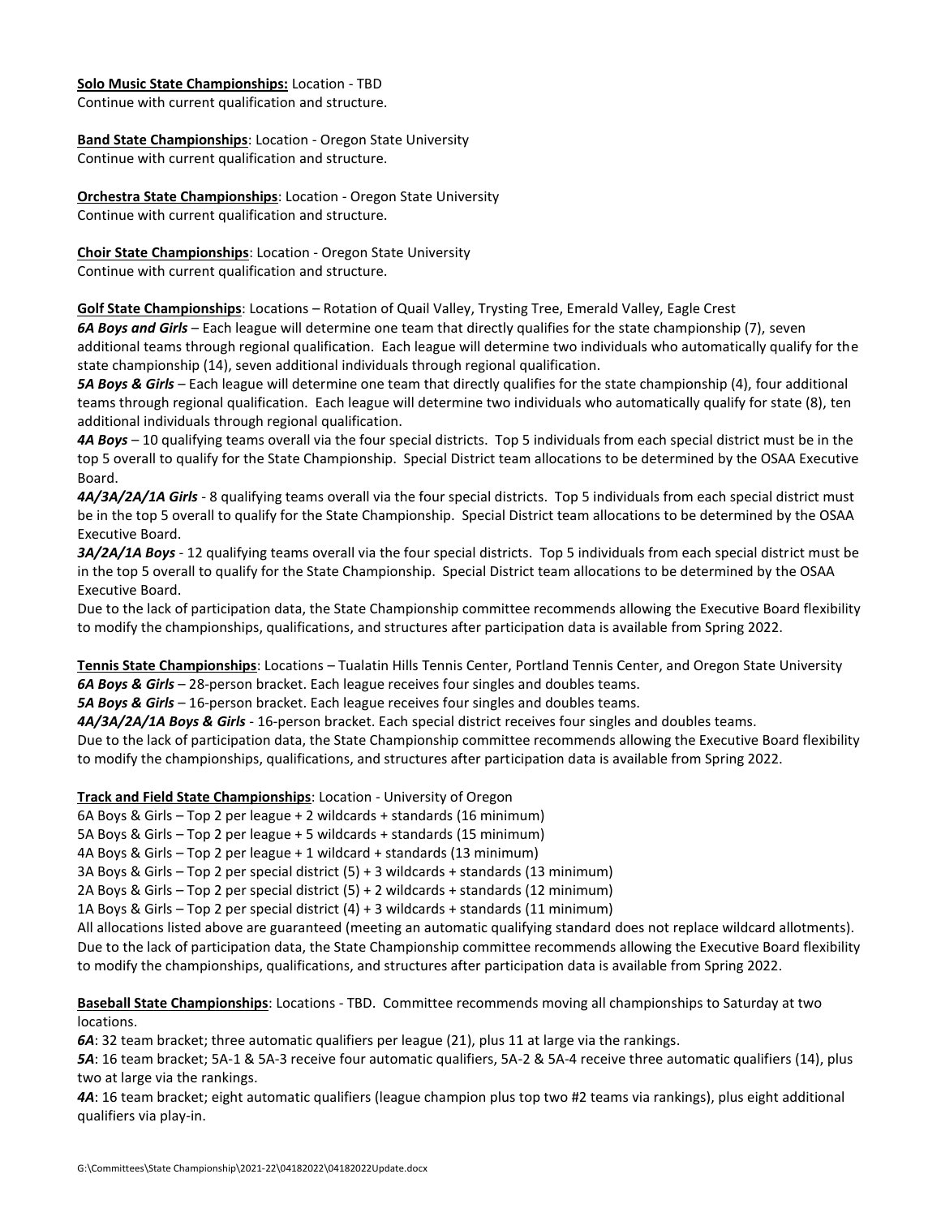**Solo Music State Championships:** Location - TBD
Continue with current qualification and structure.

**Band State Championships**: Location - Oregon State University
Continue with current qualification and structure.

**Orchestra State Championships**: Location - Oregon State University
Continue with current qualification and structure.

**Choir State Championships**: Location - Oregon State University
Continue with current qualification and structure.

**Golf State Championships**: Locations – Rotation of Quail Valley, Trysting Tree, Emerald Valley, Eagle Crest
***6A Boys and Girls*** – Each league will determine one team that directly qualifies for the state championship (7), seven additional teams through regional qualification. Each league will determine two individuals who automatically qualify for the state championship (14), seven additional individuals through regional qualification.
***5A Boys & Girls*** – Each league will determine one team that directly qualifies for the state championship (4), four additional teams through regional qualification. Each league will determine two individuals who automatically qualify for state (8), ten additional individuals through regional qualification.
***4A Boys*** – 10 qualifying teams overall via the four special districts. Top 5 individuals from each special district must be in the top 5 overall to qualify for the State Championship. Special District team allocations to be determined by the OSAA Executive Board.
***4A/3A/2A/1A Girls*** - 8 qualifying teams overall via the four special districts. Top 5 individuals from each special district must be in the top 5 overall to qualify for the State Championship. Special District team allocations to be determined by the OSAA Executive Board.
***3A/2A/1A Boys*** - 12 qualifying teams overall via the four special districts. Top 5 individuals from each special district must be in the top 5 overall to qualify for the State Championship. Special District team allocations to be determined by the OSAA Executive Board.
Due to the lack of participation data, the State Championship committee recommends allowing the Executive Board flexibility to modify the championships, qualifications, and structures after participation data is available from Spring 2022.

**Tennis State Championships**: Locations – Tualatin Hills Tennis Center, Portland Tennis Center, and Oregon State University
***6A Boys & Girls*** – 28-person bracket. Each league receives four singles and doubles teams.
***5A Boys & Girls*** – 16-person bracket. Each league receives four singles and doubles teams.
***4A/3A/2A/1A Boys & Girls*** - 16-person bracket. Each special district receives four singles and doubles teams.
Due to the lack of participation data, the State Championship committee recommends allowing the Executive Board flexibility to modify the championships, qualifications, and structures after participation data is available from Spring 2022.

**Track and Field State Championships**: Location - University of Oregon
6A Boys & Girls – Top 2 per league + 2 wildcards + standards (16 minimum)
5A Boys & Girls – Top 2 per league + 5 wildcards + standards (15 minimum)
4A Boys & Girls – Top 2 per league + 1 wildcard + standards (13 minimum)
3A Boys & Girls – Top 2 per special district (5) + 3 wildcards + standards (13 minimum)
2A Boys & Girls – Top 2 per special district (5) + 2 wildcards + standards (12 minimum)
1A Boys & Girls – Top 2 per special district (4) + 3 wildcards + standards (11 minimum)
All allocations listed above are guaranteed (meeting an automatic qualifying standard does not replace wildcard allotments).
Due to the lack of participation data, the State Championship committee recommends allowing the Executive Board flexibility to modify the championships, qualifications, and structures after participation data is available from Spring 2022.

**Baseball State Championships**: Locations - TBD. Committee recommends moving all championships to Saturday at two locations.
***6A***: 32 team bracket; three automatic qualifiers per league (21), plus 11 at large via the rankings.
***5A***: 16 team bracket; 5A-1 & 5A-3 receive four automatic qualifiers, 5A-2 & 5A-4 receive three automatic qualifiers (14), plus two at large via the rankings.
***4A***: 16 team bracket; eight automatic qualifiers (league champion plus top two #2 teams via rankings), plus eight additional qualifiers via play-in.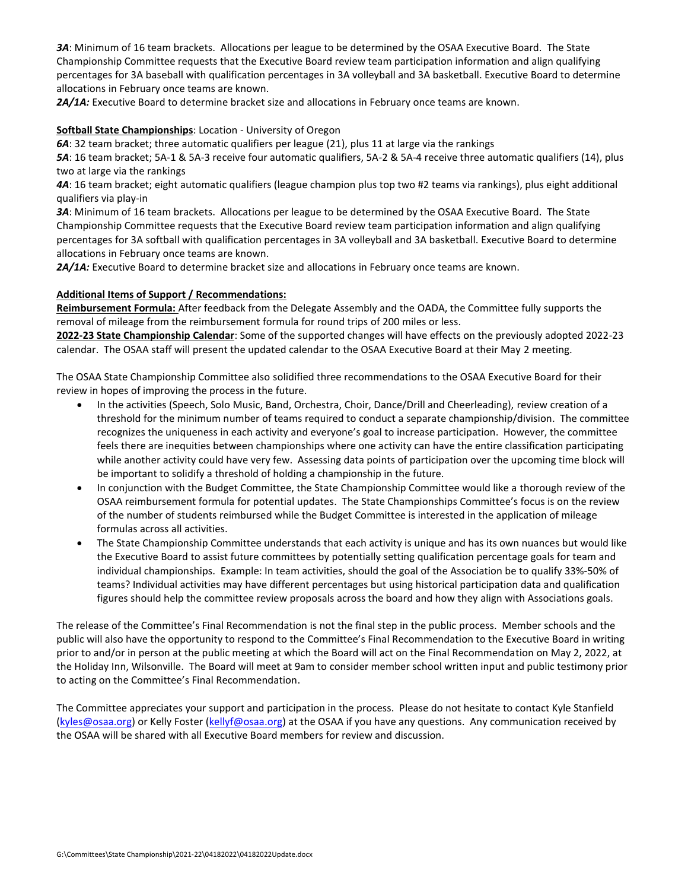***3A***: Minimum of 16 team brackets. Allocations per league to be determined by the OSAA Executive Board. The State Championship Committee requests that the Executive Board review team participation information and align qualifying percentages for 3A baseball with qualification percentages in 3A volleyball and 3A basketball. Executive Board to determine allocations in February once teams are known.
***2A/1A:*** Executive Board to determine bracket size and allocations in February once teams are known.

**Softball State Championships**: Location - University of Oregon
***6A***: 32 team bracket; three automatic qualifiers per league (21), plus 11 at large via the rankings
***5A***: 16 team bracket; 5A-1 & 5A-3 receive four automatic qualifiers, 5A-2 & 5A-4 receive three automatic qualifiers (14), plus two at large via the rankings
***4A***: 16 team bracket; eight automatic qualifiers (league champion plus top two #2 teams via rankings), plus eight additional qualifiers via play-in
***3A***: Minimum of 16 team brackets. Allocations per league to be determined by the OSAA Executive Board. The State Championship Committee requests that the Executive Board review team participation information and align qualifying percentages for 3A softball with qualification percentages in 3A volleyball and 3A basketball. Executive Board to determine allocations in February once teams are known.
***2A/1A:*** Executive Board to determine bracket size and allocations in February once teams are known.

**Additional Items of Support / Recommendations:**
**Reimbursement Formula:** After feedback from the Delegate Assembly and the OADA, the Committee fully supports the removal of mileage from the reimbursement formula for round trips of 200 miles or less.
**2022-23 State Championship Calendar**: Some of the supported changes will have effects on the previously adopted 2022-23 calendar. The OSAA staff will present the updated calendar to the OSAA Executive Board at their May 2 meeting.

The OSAA State Championship Committee also solidified three recommendations to the OSAA Executive Board for their review in hopes of improving the process in the future.

- In the activities (Speech, Solo Music, Band, Orchestra, Choir, Dance/Drill and Cheerleading), review creation of a threshold for the minimum number of teams required to conduct a separate championship/division. The committee recognizes the uniqueness in each activity and everyone's goal to increase participation. However, the committee feels there are inequities between championships where one activity can have the entire classification participating while another activity could have very few. Assessing data points of participation over the upcoming time block will be important to solidify a threshold of holding a championship in the future.
- In conjunction with the Budget Committee, the State Championship Committee would like a thorough review of the OSAA reimbursement formula for potential updates. The State Championships Committee's focus is on the review of the number of students reimbursed while the Budget Committee is interested in the application of mileage formulas across all activities.
- The State Championship Committee understands that each activity is unique and has its own nuances but would like the Executive Board to assist future committees by potentially setting qualification percentage goals for team and individual championships. Example: In team activities, should the goal of the Association be to qualify 33%-50% of teams? Individual activities may have different percentages but using historical participation data and qualification figures should help the committee review proposals across the board and how they align with Associations goals.

The release of the Committee's Final Recommendation is not the final step in the public process. Member schools and the public will also have the opportunity to respond to the Committee's Final Recommendation to the Executive Board in writing prior to and/or in person at the public meeting at which the Board will act on the Final Recommendation on May 2, 2022, at the Holiday Inn, Wilsonville. The Board will meet at 9am to consider member school written input and public testimony prior to acting on the Committee's Final Recommendation.

The Committee appreciates your support and participation in the process. Please do not hesitate to contact Kyle Stanfield (kyles@osaa.org) or Kelly Foster (kellyf@osaa.org) at the OSAA if you have any questions. Any communication received by the OSAA will be shared with all Executive Board members for review and discussion.

G:\Committees\State Championship\2021-22\04182022\04182022Update.docx